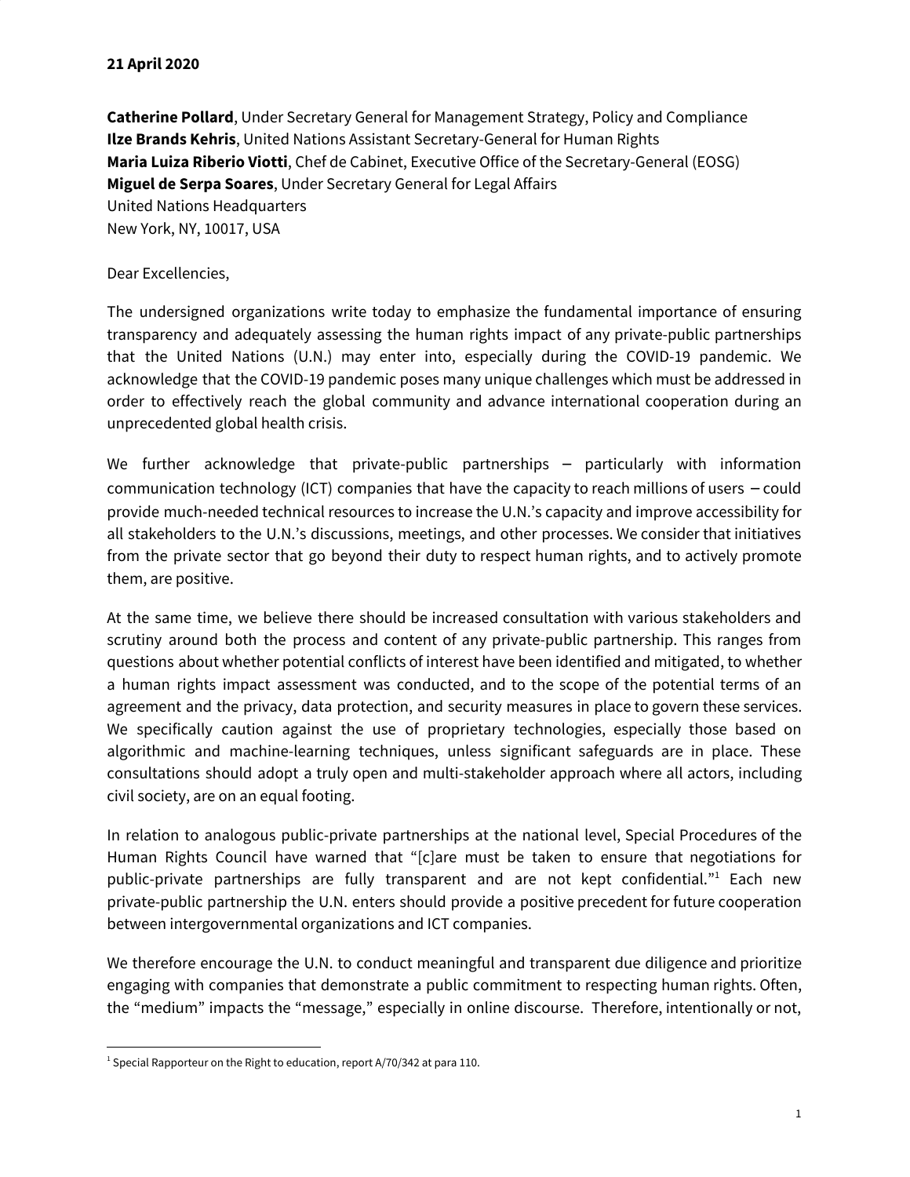**21 April 2020**

**Catherine Pollard**, Under Secretary General for Management Strategy, Policy and Compliance
**Ilze Brands Kehris**, United Nations Assistant Secretary-General for Human Rights
**Maria Luiza Riberio Viotti**, Chef de Cabinet, Executive Office of the Secretary-General (EOSG)
**Miguel de Serpa Soares**, Under Secretary General for Legal Affairs
United Nations Headquarters
New York, NY, 10017, USA

Dear Excellencies,

The undersigned organizations write today to emphasize the fundamental importance of ensuring transparency and adequately assessing the human rights impact of any private-public partnerships that the United Nations (U.N.) may enter into, especially during the COVID-19 pandemic. We acknowledge that the COVID-19 pandemic poses many unique challenges which must be addressed in order to effectively reach the global community and advance international cooperation during an unprecedented global health crisis.

We further acknowledge that private-public partnerships – particularly with information communication technology (ICT) companies that have the capacity to reach millions of users – could provide much-needed technical resources to increase the U.N.'s capacity and improve accessibility for all stakeholders to the U.N.'s discussions, meetings, and other processes. We consider that initiatives from the private sector that go beyond their duty to respect human rights, and to actively promote them, are positive.

At the same time, we believe there should be increased consultation with various stakeholders and scrutiny around both the process and content of any private-public partnership. This ranges from questions about whether potential conflicts of interest have been identified and mitigated, to whether a human rights impact assessment was conducted, and to the scope of the potential terms of an agreement and the privacy, data protection, and security measures in place to govern these services. We specifically caution against the use of proprietary technologies, especially those based on algorithmic and machine-learning techniques, unless significant safeguards are in place. These consultations should adopt a truly open and multi-stakeholder approach where all actors, including civil society, are on an equal footing.

In relation to analogous public-private partnerships at the national level, Special Procedures of the Human Rights Council have warned that "[c]are must be taken to ensure that negotiations for public-private partnerships are fully transparent and are not kept confidential."[1] Each new private-public partnership the U.N. enters should provide a positive precedent for future cooperation between intergovernmental organizations and ICT companies.

We therefore encourage the U.N. to conduct meaningful and transparent due diligence and prioritize engaging with companies that demonstrate a public commitment to respecting human rights. Often, the "medium" impacts the "message," especially in online discourse. Therefore, intentionally or not,

[1] Special Rapporteur on the Right to education, report A/70/342 at para 110.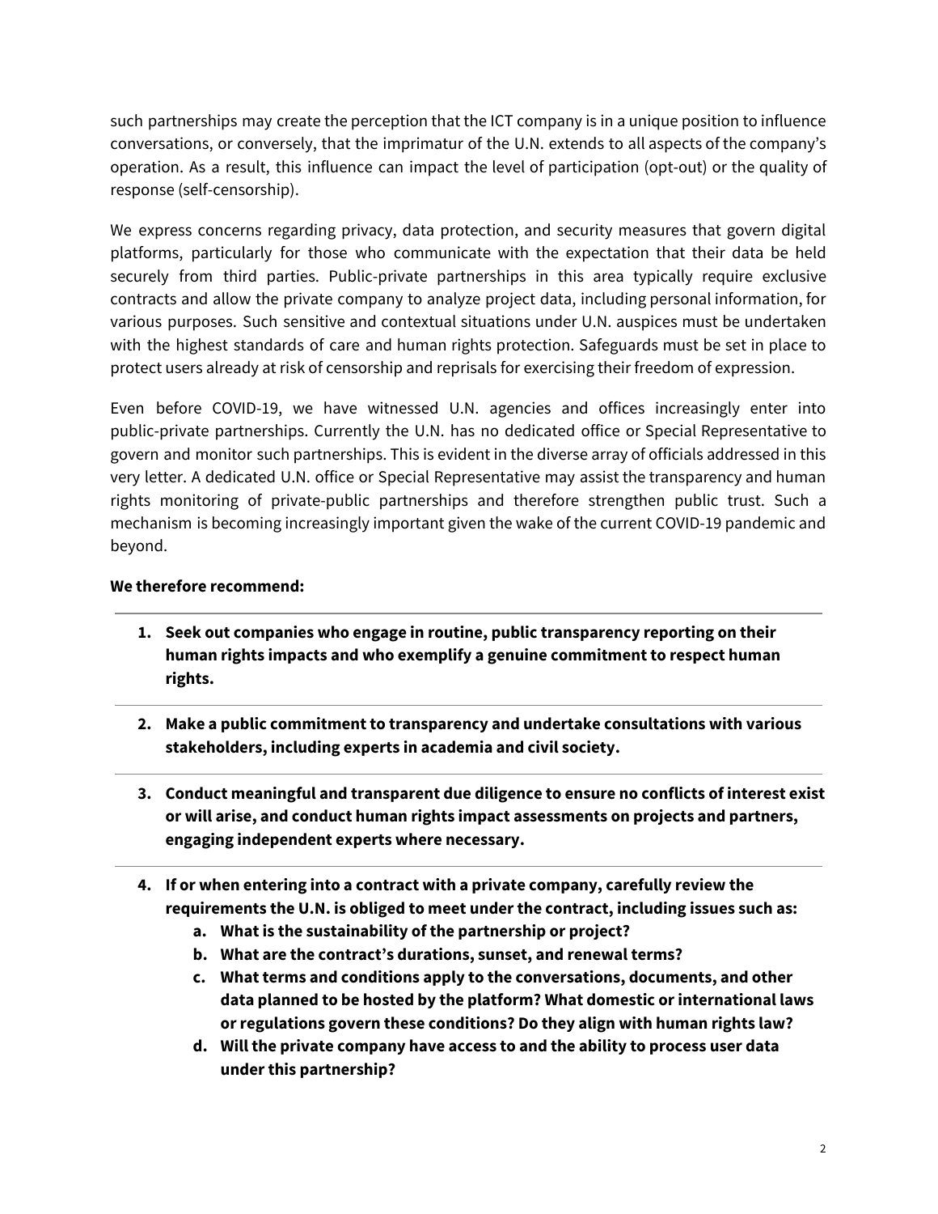such partnerships may create the perception that the ICT company is in a unique position to influence conversations, or conversely, that the imprimatur of the U.N. extends to all aspects of the company's operation. As a result, this influence can impact the level of participation (opt-out) or the quality of response (self-censorship).

We express concerns regarding privacy, data protection, and security measures that govern digital platforms, particularly for those who communicate with the expectation that their data be held securely from third parties. Public-private partnerships in this area typically require exclusive contracts and allow the private company to analyze project data, including personal information, for various purposes. Such sensitive and contextual situations under U.N. auspices must be undertaken with the highest standards of care and human rights protection. Safeguards must be set in place to protect users already at risk of censorship and reprisals for exercising their freedom of expression.

Even before COVID-19, we have witnessed U.N. agencies and offices increasingly enter into public-private partnerships. Currently the U.N. has no dedicated office or Special Representative to govern and monitor such partnerships. This is evident in the diverse array of officials addressed in this very letter. A dedicated U.N. office or Special Representative may assist the transparency and human rights monitoring of private-public partnerships and therefore strengthen public trust. Such a mechanism is becoming increasingly important given the wake of the current COVID-19 pandemic and beyond.

**We therefore recommend:**

1. **Seek out companies who engage in routine, public transparency reporting on their human rights impacts and who exemplify a genuine commitment to respect human rights.**
2. **Make a public commitment to transparency and undertake consultations with various stakeholders, including experts in academia and civil society.**
3. **Conduct meaningful and transparent due diligence to ensure no conflicts of interest exist or will arise, and conduct human rights impact assessments on projects and partners, engaging independent experts where necessary.**
4. **If or when entering into a contract with a private company, carefully review the requirements the U.N. is obliged to meet under the contract, including issues such as:**
    a. **What is the sustainability of the partnership or project?**
    b. **What are the contract's durations, sunset, and renewal terms?**
    c. **What terms and conditions apply to the conversations, documents, and other data planned to be hosted by the platform? What domestic or international laws or regulations govern these conditions? Do they align with human rights law?**
    d. **Will the private company have access to and the ability to process user data under this partnership?**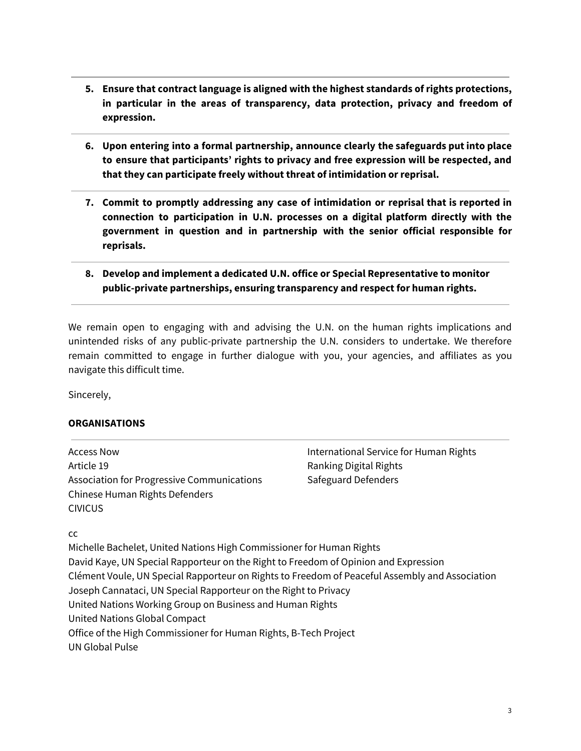5. **Ensure that contract language is aligned with the highest standards of rights protections, in particular in the areas of transparency, data protection, privacy and freedom of expression.**

6. **Upon entering into a formal partnership, announce clearly the safeguards put into place to ensure that participants' rights to privacy and free expression will be respected, and that they can participate freely without threat of intimidation or reprisal.**

7. **Commit to promptly addressing any case of intimidation or reprisal that is reported in connection to participation in U.N. processes on a digital platform directly with the government in question and in partnership with the senior official responsible for reprisals.**

8. **Develop and implement a dedicated U.N. office or Special Representative to monitor public-private partnerships, ensuring transparency and respect for human rights.**

We remain open to engaging with and advising the U.N. on the human rights implications and unintended risks of any public-private partnership the U.N. considers to undertake. We therefore remain committed to engage in further dialogue with you, your agencies, and affiliates as you navigate this difficult time.

Sincerely,

**ORGANISATIONS**

Access Now
Article 19
Association for Progressive Communications
Chinese Human Rights Defenders
CIVICUS
International Service for Human Rights
Ranking Digital Rights
Safeguard Defenders

cc
Michelle Bachelet, United Nations High Commissioner for Human Rights
David Kaye, UN Special Rapporteur on the Right to Freedom of Opinion and Expression
Clément Voule, UN Special Rapporteur on Rights to Freedom of Peaceful Assembly and Association
Joseph Cannataci, UN Special Rapporteur on the Right to Privacy
United Nations Working Group on Business and Human Rights
United Nations Global Compact
Office of the High Commissioner for Human Rights, B-Tech Project
UN Global Pulse